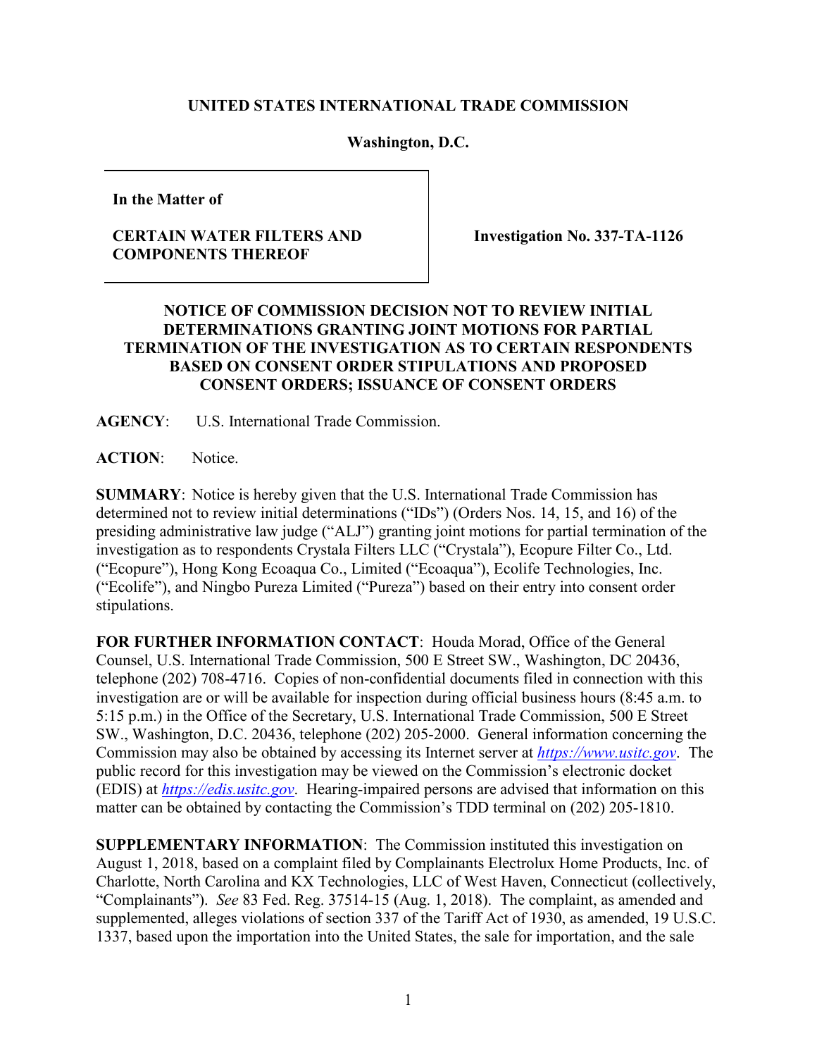**UNITED STATES INTERNATIONAL TRADE COMMISSION**

**Washington, D.C.**

| In the Matter of<br><br>**CERTAIN WATER FILTERS AND COMPONENTS THEREOF** | **Investigation No. 337-TA-1126** |
|---|---|

**NOTICE OF COMMISSION DECISION NOT TO REVIEW INITIAL DETERMINATIONS GRANTING JOINT MOTIONS FOR PARTIAL TERMINATION OF THE INVESTIGATION AS TO CERTAIN RESPONDENTS BASED ON CONSENT ORDER STIPULATIONS AND PROPOSED CONSENT ORDERS; ISSUANCE OF CONSENT ORDERS**

**AGENCY**: U.S. International Trade Commission.

**ACTION**: Notice.

**SUMMARY**: Notice is hereby given that the U.S. International Trade Commission has determined not to review initial determinations ("IDs") (Orders Nos. 14, 15, and 16) of the presiding administrative law judge ("ALJ") granting joint motions for partial termination of the investigation as to respondents Crystala Filters LLC ("Crystala"), Ecopure Filter Co., Ltd. ("Ecopure"), Hong Kong Ecoaqua Co., Limited ("Ecoaqua"), Ecolife Technologies, Inc. ("Ecolife"), and Ningbo Pureza Limited ("Pureza") based on their entry into consent order stipulations.

**FOR FURTHER INFORMATION CONTACT**: Houda Morad, Office of the General Counsel, U.S. International Trade Commission, 500 E Street SW., Washington, DC 20436, telephone (202) 708-4716. Copies of non-confidential documents filed in connection with this investigation are or will be available for inspection during official business hours (8:45 a.m. to 5:15 p.m.) in the Office of the Secretary, U.S. International Trade Commission, 500 E Street SW., Washington, D.C. 20436, telephone (202) 205-2000. General information concerning the Commission may also be obtained by accessing its Internet server at *https://www.usitc.gov*. The public record for this investigation may be viewed on the Commission's electronic docket (EDIS) at *https://edis.usitc.gov*. Hearing-impaired persons are advised that information on this matter can be obtained by contacting the Commission's TDD terminal on (202) 205-1810.

**SUPPLEMENTARY INFORMATION**: The Commission instituted this investigation on August 1, 2018, based on a complaint filed by Complainants Electrolux Home Products, Inc. of Charlotte, North Carolina and KX Technologies, LLC of West Haven, Connecticut (collectively, "Complainants"). *See* 83 Fed. Reg. 37514-15 (Aug. 1, 2018). The complaint, as amended and supplemented, alleges violations of section 337 of the Tariff Act of 1930, as amended, 19 U.S.C. 1337, based upon the importation into the United States, the sale for importation, and the sale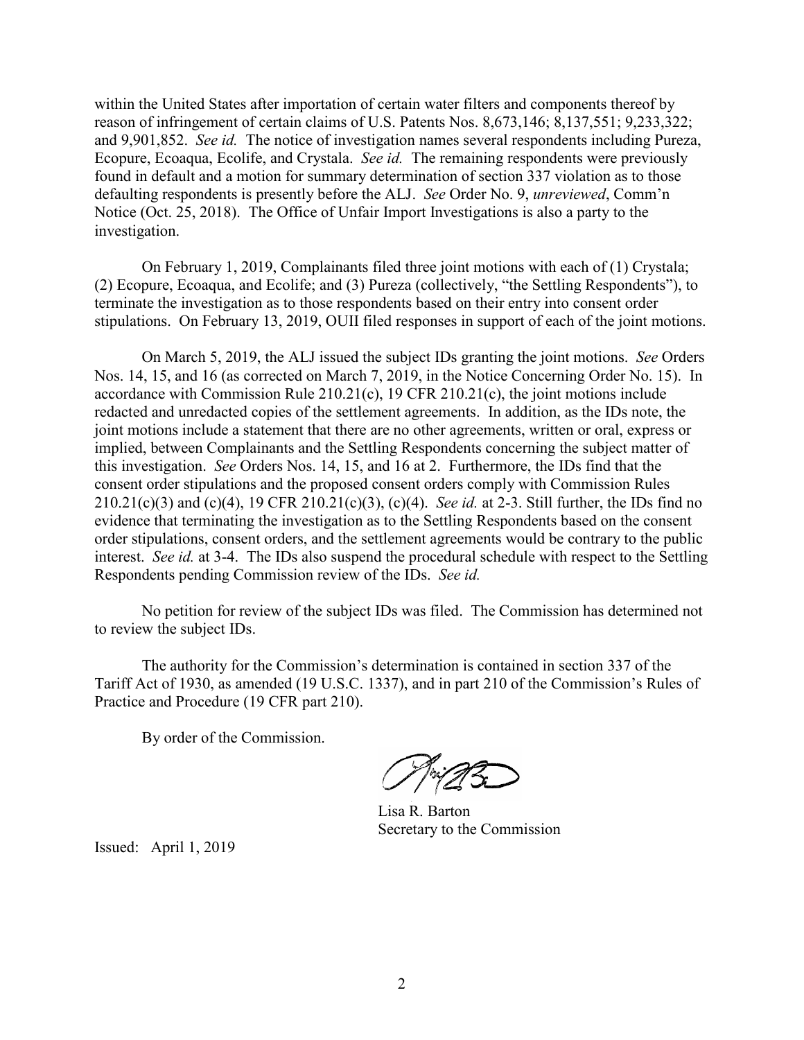within the United States after importation of certain water filters and components thereof by reason of infringement of certain claims of U.S. Patents Nos. 8,673,146; 8,137,551; 9,233,322; and 9,901,852. *See id.* The notice of investigation names several respondents including Pureza, Ecopure, Ecoaqua, Ecolife, and Crystala. *See id.* The remaining respondents were previously found in default and a motion for summary determination of section 337 violation as to those defaulting respondents is presently before the ALJ. *See* Order No. 9, *unreviewed*, Comm'n Notice (Oct. 25, 2018). The Office of Unfair Import Investigations is also a party to the investigation.

On February 1, 2019, Complainants filed three joint motions with each of (1) Crystala; (2) Ecopure, Ecoaqua, and Ecolife; and (3) Pureza (collectively, "the Settling Respondents"), to terminate the investigation as to those respondents based on their entry into consent order stipulations. On February 13, 2019, OUII filed responses in support of each of the joint motions.

On March 5, 2019, the ALJ issued the subject IDs granting the joint motions. *See* Orders Nos. 14, 15, and 16 (as corrected on March 7, 2019, in the Notice Concerning Order No. 15). In accordance with Commission Rule 210.21(c), 19 CFR 210.21(c), the joint motions include redacted and unredacted copies of the settlement agreements. In addition, as the IDs note, the joint motions include a statement that there are no other agreements, written or oral, express or implied, between Complainants and the Settling Respondents concerning the subject matter of this investigation. *See* Orders Nos. 14, 15, and 16 at 2. Furthermore, the IDs find that the consent order stipulations and the proposed consent orders comply with Commission Rules 210.21(c)(3) and (c)(4), 19 CFR 210.21(c)(3), (c)(4). *See id.* at 2-3. Still further, the IDs find no evidence that terminating the investigation as to the Settling Respondents based on the consent order stipulations, consent orders, and the settlement agreements would be contrary to the public interest. *See id.* at 3-4. The IDs also suspend the procedural schedule with respect to the Settling Respondents pending Commission review of the IDs. *See id.*

No petition for review of the subject IDs was filed. The Commission has determined not to review the subject IDs.

The authority for the Commission's determination is contained in section 337 of the Tariff Act of 1930, as amended (19 U.S.C. 1337), and in part 210 of the Commission's Rules of Practice and Procedure (19 CFR part 210).

By order of the Commission.

Lisa R. Barton
Secretary to the Commission

Issued: April 1, 2019